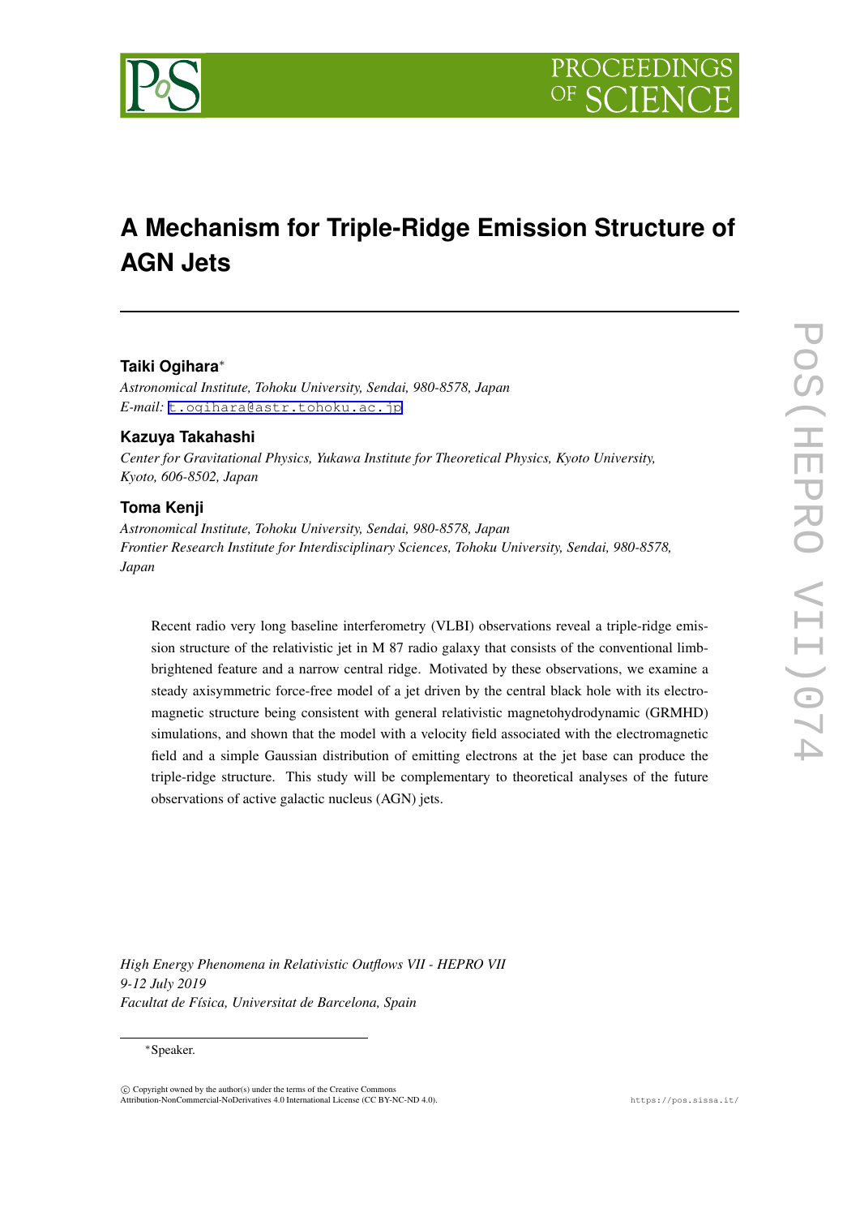# A Mechanism for Triple-Ridge Emission Structure of AGN Jets

**Taiki Ogihara***

*Astronomical Institute, Tohoku University, Sendai, 980-8578, Japan*
*E-mail:* t.ogihara@astr.tohoku.ac.jp

**Kazuya Takahashi**

*Center for Gravitational Physics, Yukawa Institute for Theoretical Physics, Kyoto University, Kyoto, 606-8502, Japan*

**Toma Kenji**

*Astronomical Institute, Tohoku University, Sendai, 980-8578, Japan*
*Frontier Research Institute for Interdisciplinary Sciences, Tohoku University, Sendai, 980-8578, Japan*

Recent radio very long baseline interferometry (VLBI) observations reveal a triple-ridge emission structure of the relativistic jet in M 87 radio galaxy that consists of the conventional limb-brightened feature and a narrow central ridge. Motivated by these observations, we examine a steady axisymmetric force-free model of a jet driven by the central black hole with its electromagnetic structure being consistent with general relativistic magnetohydrodynamic (GRMHD) simulations, and shown that the model with a velocity field associated with the electromagnetic field and a simple Gaussian distribution of emitting electrons at the jet base can produce the triple-ridge structure. This study will be complementary to theoretical analyses of the future observations of active galactic nucleus (AGN) jets.

*High Energy Phenomena in Relativistic Outflows VII - HEPRO VII*
*9-12 July 2019*
*Facultat de Física, Universitat de Barcelona, Spain*

*Speaker.

© Copyright owned by the author(s) under the terms of the Creative Commons Attribution-NonCommercial-NoDerivatives 4.0 International License (CC BY-NC-ND 4.0).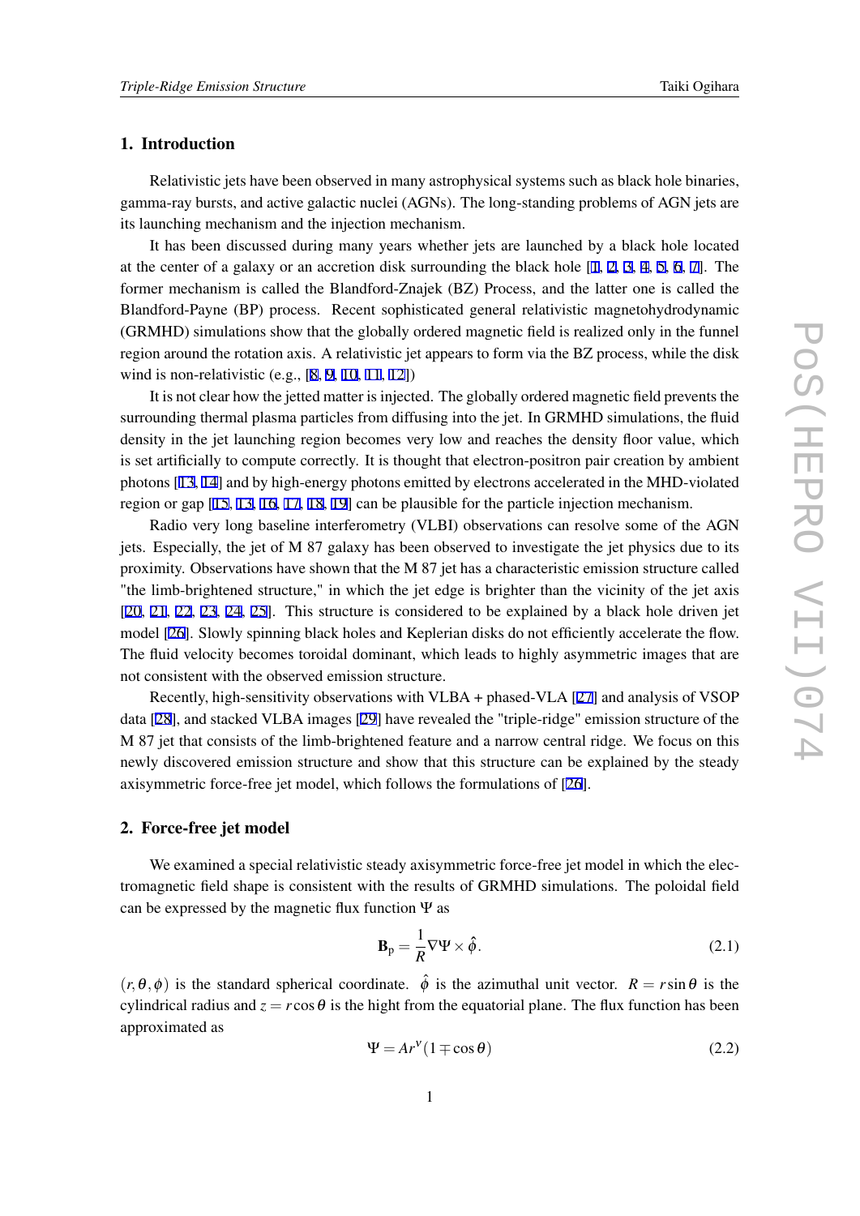## 1. Introduction

Relativistic jets have been observed in many astrophysical systems such as black hole binaries, gamma-ray bursts, and active galactic nuclei (AGNs). The long-standing problems of AGN jets are its launching mechanism and the injection mechanism.

It has been discussed during many years whether jets are launched by a black hole located at the center of a galaxy or an accretion disk surrounding the black hole [1, 2, 3, 4, 5, 6, 7]. The former mechanism is called the Blandford-Znajek (BZ) Process, and the latter one is called the Blandford-Payne (BP) process. Recent sophisticated general relativistic magnetohydrodynamic (GRMHD) simulations show that the globally ordered magnetic field is realized only in the funnel region around the rotation axis. A relativistic jet appears to form via the BZ process, while the disk wind is non-relativistic (e.g., [8, 9, 10, 11, 12])

It is not clear how the jetted matter is injected. The globally ordered magnetic field prevents the surrounding thermal plasma particles from diffusing into the jet. In GRMHD simulations, the fluid density in the jet launching region becomes very low and reaches the density floor value, which is set artificially to compute correctly. It is thought that electron-positron pair creation by ambient photons [13, 14] and by high-energy photons emitted by electrons accelerated in the MHD-violated region or gap [15, 13, 16, 17, 18, 19] can be plausible for the particle injection mechanism.

Radio very long baseline interferometry (VLBI) observations can resolve some of the AGN jets. Especially, the jet of M 87 galaxy has been observed to investigate the jet physics due to its proximity. Observations have shown that the M 87 jet has a characteristic emission structure called "the limb-brightened structure," in which the jet edge is brighter than the vicinity of the jet axis [20, 21, 22, 23, 24, 25]. This structure is considered to be explained by a black hole driven jet model [26]. Slowly spinning black holes and Keplerian disks do not efficiently accelerate the flow. The fluid velocity becomes toroidal dominant, which leads to highly asymmetric images that are not consistent with the observed emission structure.

Recently, high-sensitivity observations with VLBA + phased-VLA [27] and analysis of VSOP data [28], and stacked VLBA images [29] have revealed the "triple-ridge" emission structure of the M 87 jet that consists of the limb-brightened feature and a narrow central ridge. We focus on this newly discovered emission structure and show that this structure can be explained by the steady axisymmetric force-free jet model, which follows the formulations of [26].

## 2. Force-free jet model

We examined a special relativistic steady axisymmetric force-free jet model in which the electromagnetic field shape is consistent with the results of GRMHD simulations. The poloidal field can be expressed by the magnetic flux function $\Psi$ as

$$\mathbf{B}_{\rm p} = \frac{1}{R}\nabla\Psi \times \hat{\phi}. \tag{2.1}$$

$(r, \theta, \phi)$ is the standard spherical coordinate. $\hat{\phi}$ is the azimuthal unit vector. $R = r\sin\theta$ is the cylindrical radius and $z = r\cos\theta$ is the hight from the equatorial plane. The flux function has been approximated as

$$\Psi = Ar^{\nu}(1 \mp \cos\theta) \tag{2.2}$$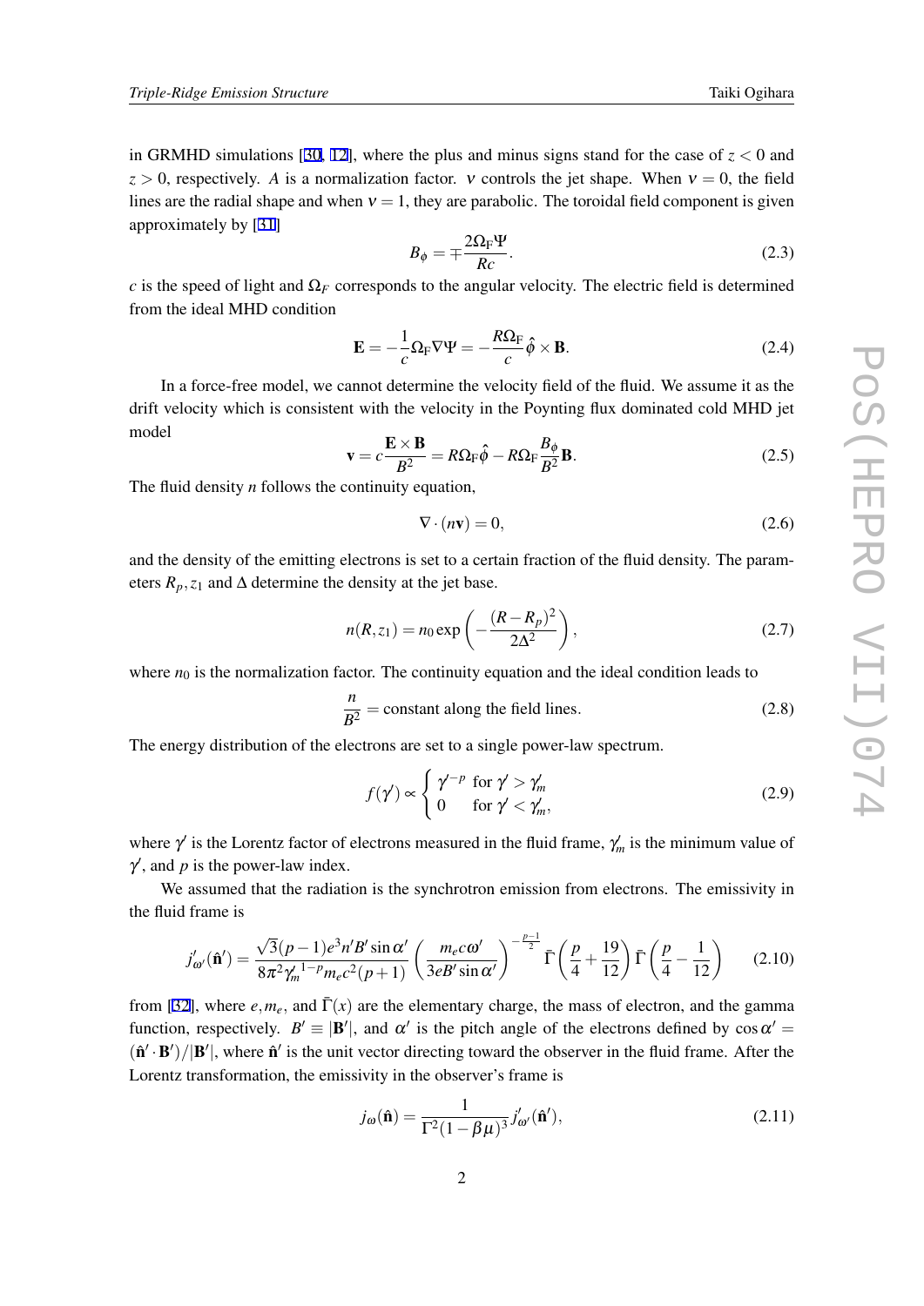in GRMHD simulations [30, 12], where the plus and minus signs stand for the case of $z < 0$ and $z > 0$, respectively. $A$ is a normalization factor. $\nu$ controls the jet shape. When $\nu = 0$, the field lines are the radial shape and when $\nu = 1$, they are parabolic. The toroidal field component is given approximately by [31]

$$B_\phi = \mp \frac{2\Omega_{\rm F}\Psi}{Rc}. \tag{2.3}$$

$c$ is the speed of light and $\Omega_F$ corresponds to the angular velocity. The electric field is determined from the ideal MHD condition

$$\mathbf{E} = -\frac{1}{c}\Omega_{\rm F}\nabla\Psi = -\frac{R\Omega_{\rm F}}{c}\hat{\phi}\times\mathbf{B}. \tag{2.4}$$

In a force-free model, we cannot determine the velocity field of the fluid. We assume it as the drift velocity which is consistent with the velocity in the Poynting flux dominated cold MHD jet model

$$\mathbf{v} = c\frac{\mathbf{E}\times\mathbf{B}}{B^2} = R\Omega_{\rm F}\hat{\phi} - R\Omega_{\rm F}\frac{B_\phi}{B^2}\mathbf{B}. \tag{2.5}$$

The fluid density $n$ follows the continuity equation,

$$\nabla\cdot(n\mathbf{v}) = 0, \tag{2.6}$$

and the density of the emitting electrons is set to a certain fraction of the fluid density. The parameters $R_p, z_1$ and $\Delta$ determine the density at the jet base.

$$n(R, z_1) = n_0 \exp\left(-\frac{(R-R_p)^2}{2\Delta^2}\right), \tag{2.7}$$

where $n_0$ is the normalization factor. The continuity equation and the ideal condition leads to

$$\frac{n}{B^2} = \text{constant along the field lines}. \tag{2.8}$$

The energy distribution of the electrons are set to a single power-law spectrum.

$$f(\gamma') \propto \begin{cases} \gamma'^{-p} & \text{for } \gamma' > \gamma'_m \\ 0 & \text{for } \gamma' < \gamma'_m, \end{cases} \tag{2.9}$$

where $\gamma'$ is the Lorentz factor of electrons measured in the fluid frame, $\gamma'_m$ is the minimum value of $\gamma'$, and $p$ is the power-law index.

We assumed that the radiation is the synchrotron emission from electrons. The emissivity in the fluid frame is

$$j'_{\omega'}(\hat{\mathbf{n}}') = \frac{\sqrt{3}(p-1)e^3 n' B' \sin\alpha'}{8\pi^2 {\gamma'_m}^{1-p} m_e c^2 (p+1)} \left(\frac{m_e c\omega'}{3eB'\sin\alpha'}\right)^{-\frac{p-1}{2}} \bar{\Gamma}\left(\frac{p}{4}+\frac{19}{12}\right)\bar{\Gamma}\left(\frac{p}{4}-\frac{1}{12}\right) \tag{2.10}$$

from [32], where $e, m_e$, and $\bar{\Gamma}(x)$ are the elementary charge, the mass of electron, and the gamma function, respectively. $B' \equiv |\mathbf{B}'|$, and $\alpha'$ is the pitch angle of the electrons defined by $\cos\alpha' = (\hat{\mathbf{n}}'\cdot\mathbf{B}')/|\mathbf{B}'|$, where $\hat{\mathbf{n}}'$ is the unit vector directing toward the observer in the fluid frame. After the Lorentz transformation, the emissivity in the observer's frame is

$$j_\omega(\hat{\mathbf{n}}) = \frac{1}{\Gamma^2(1-\beta\mu)^3} j'_{\omega'}(\hat{\mathbf{n}}'), \tag{2.11}$$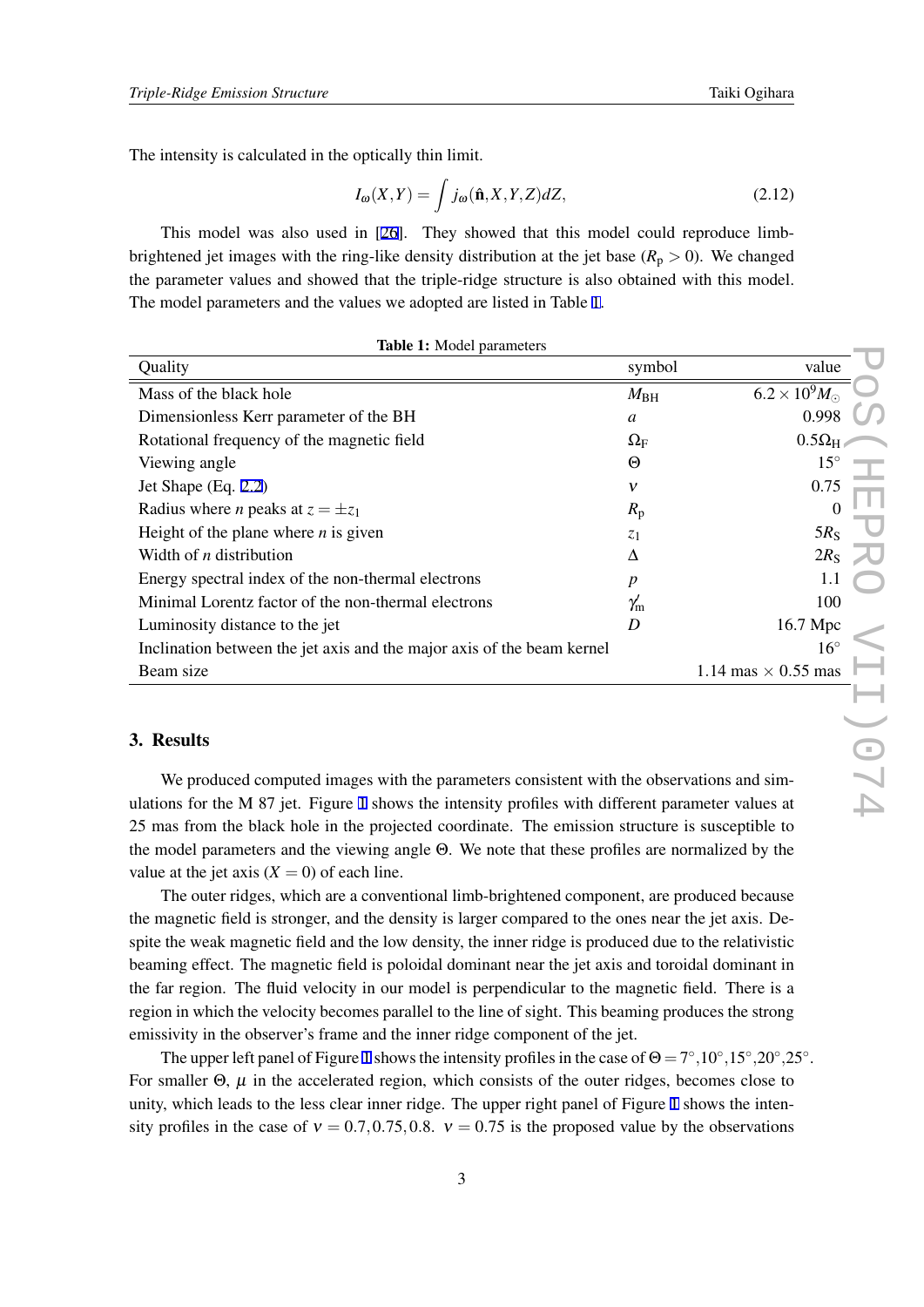The intensity is calculated in the optically thin limit.

$$I_\omega(X,Y) = \int j_\omega(\hat{\mathbf{n}}, X, Y, Z) dZ, \tag{2.12}$$

This model was also used in [26]. They showed that this model could reproduce limb-brightened jet images with the ring-like density distribution at the jet base ($R_\mathrm{p} > 0$). We changed the parameter values and showed that the triple-ridge structure is also obtained with this model. The model parameters and the values we adopted are listed in Table 1.

**Table 1:** Model parameters

| Quality | symbol | value |
|---|---|---|
| Mass of the black hole | $M_\mathrm{BH}$ | $6.2 \times 10^9 M_\odot$ |
| Dimensionless Kerr parameter of the BH | $a$ | 0.998 |
| Rotational frequency of the magnetic field | $\Omega_\mathrm{F}$ | $0.5\Omega_\mathrm{H}$ |
| Viewing angle | $\Theta$ | $15^\circ$ |
| Jet Shape (Eq. 2.2) | $\nu$ | 0.75 |
| Radius where $n$ peaks at $z = \pm z_1$ | $R_\mathrm{p}$ | 0 |
| Height of the plane where $n$ is given | $z_1$ | $5R_\mathrm{S}$ |
| Width of $n$ distribution | $\Delta$ | $2R_\mathrm{S}$ |
| Energy spectral index of the non-thermal electrons | $p$ | 1.1 |
| Minimal Lorentz factor of the non-thermal electrons | $\gamma_\mathrm{m}$ | 100 |
| Luminosity distance to the jet | $D$ | 16.7 Mpc |
| Inclination between the jet axis and the major axis of the beam kernel | | $16^\circ$ |
| Beam size | | 1.14 mas $\times$ 0.55 mas |

## 3. Results

We produced computed images with the parameters consistent with the observations and simulations for the M 87 jet. Figure 1 shows the intensity profiles with different parameter values at 25 mas from the black hole in the projected coordinate. The emission structure is susceptible to the model parameters and the viewing angle $\Theta$. We note that these profiles are normalized by the value at the jet axis ($X = 0$) of each line.

The outer ridges, which are a conventional limb-brightened component, are produced because the magnetic field is stronger, and the density is larger compared to the ones near the jet axis. Despite the weak magnetic field and the low density, the inner ridge is produced due to the relativistic beaming effect. The magnetic field is poloidal dominant near the jet axis and toroidal dominant in the far region. The fluid velocity in our model is perpendicular to the magnetic field. There is a region in which the velocity becomes parallel to the line of sight. This beaming produces the strong emissivity in the observer's frame and the inner ridge component of the jet.

The upper left panel of Figure 1 shows the intensity profiles in the case of $\Theta = 7^\circ, 10^\circ, 15^\circ, 20^\circ, 25^\circ$. For smaller $\Theta$, $\mu$ in the accelerated region, which consists of the outer ridges, becomes close to unity, which leads to the less clear inner ridge. The upper right panel of Figure 1 shows the intensity profiles in the case of $\nu = 0.7, 0.75, 0.8$. $\nu = 0.75$ is the proposed value by the observations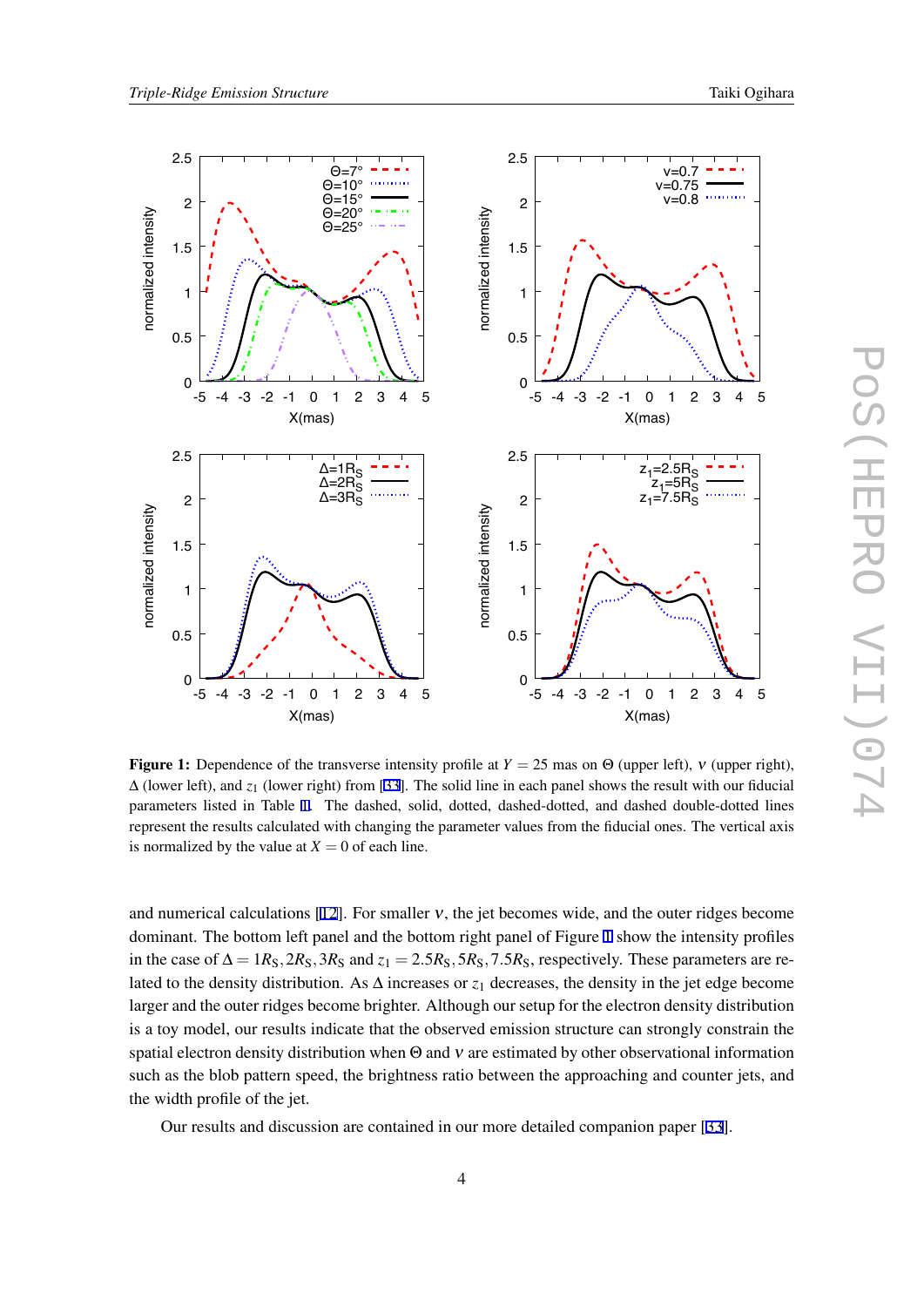**Figure 1:** Dependence of the transverse intensity profile at $Y = 25$ mas on $\Theta$ (upper left), $v$ (upper right), $\Delta$ (lower left), and $z_1$ (lower right) from [33]. The solid line in each panel shows the result with our fiducial parameters listed in Table 1. The dashed, solid, dotted, dashed-dotted, and dashed double-dotted lines represent the results calculated with changing the parameter values from the fiducial ones. The vertical axis is normalized by the value at $X = 0$ of each line.

and numerical calculations [12]. For smaller $v$, the jet becomes wide, and the outer ridges become dominant. The bottom left panel and the bottom right panel of Figure 1 show the intensity profiles in the case of $\Delta = 1R_S, 2R_S, 3R_S$ and $z_1 = 2.5R_S, 5R_S, 7.5R_S$, respectively. These parameters are related to the density distribution. As $\Delta$ increases or $z_1$ decreases, the density in the jet edge become larger and the outer ridges become brighter. Although our setup for the electron density distribution is a toy model, our results indicate that the observed emission structure can strongly constrain the spatial electron density distribution when $\Theta$ and $v$ are estimated by other observational information such as the blob pattern speed, the brightness ratio between the approaching and counter jets, and the width profile of the jet.

Our results and discussion are contained in our more detailed companion paper [33].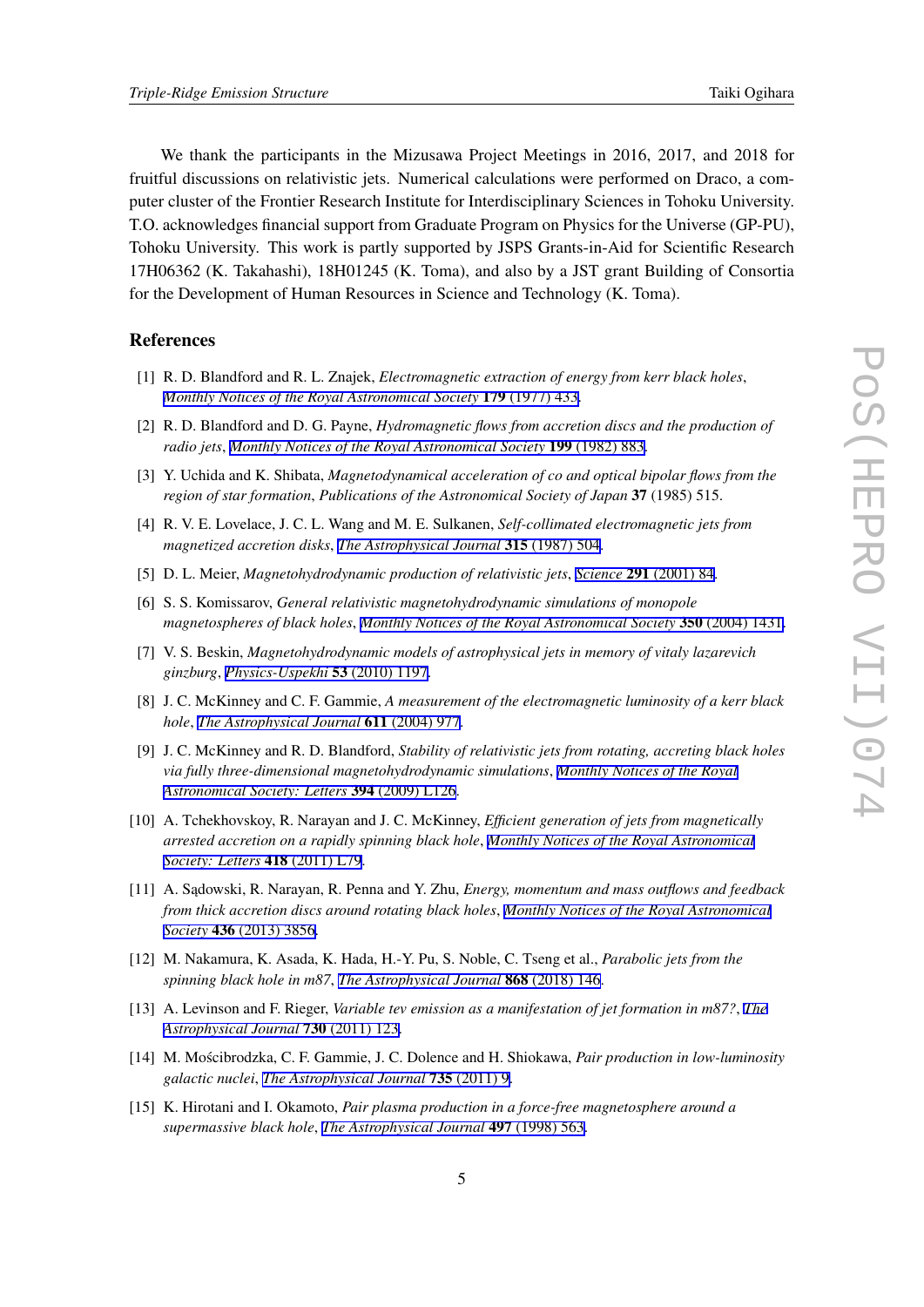We thank the participants in the Mizusawa Project Meetings in 2016, 2017, and 2018 for fruitful discussions on relativistic jets. Numerical calculations were performed on Draco, a computer cluster of the Frontier Research Institute for Interdisciplinary Sciences in Tohoku University. T.O. acknowledges financial support from Graduate Program on Physics for the Universe (GP-PU), Tohoku University. This work is partly supported by JSPS Grants-in-Aid for Scientific Research 17H06362 (K. Takahashi), 18H01245 (K. Toma), and also by a JST grant Building of Consortia for the Development of Human Resources in Science and Technology (K. Toma).

## References

[1] R. D. Blandford and R. L. Znajek, *Electromagnetic extraction of energy from kerr black holes*, *Monthly Notices of the Royal Astronomical Society* **179** (1977) 433.

[2] R. D. Blandford and D. G. Payne, *Hydromagnetic flows from accretion discs and the production of radio jets*, *Monthly Notices of the Royal Astronomical Society* **199** (1982) 883.

[3] Y. Uchida and K. Shibata, *Magnetodynamical acceleration of co and optical bipolar flows from the region of star formation*, *Publications of the Astronomical Society of Japan* **37** (1985) 515.

[4] R. V. E. Lovelace, J. C. L. Wang and M. E. Sulkanen, *Self-collimated electromagnetic jets from magnetized accretion disks*, *The Astrophysical Journal* **315** (1987) 504.

[5] D. L. Meier, *Magnetohydrodynamic production of relativistic jets*, *Science* **291** (2001) 84.

[6] S. S. Komissarov, *General relativistic magnetohydrodynamic simulations of monopole magnetospheres of black holes*, *Monthly Notices of the Royal Astronomical Society* **350** (2004) 1431.

[7] V. S. Beskin, *Magnetohydrodynamic models of astrophysical jets in memory of vitaly lazarevich ginzburg*, *Physics-Uspekhi* **53** (2010) 1197.

[8] J. C. McKinney and C. F. Gammie, *A measurement of the electromagnetic luminosity of a kerr black hole*, *The Astrophysical Journal* **611** (2004) 977.

[9] J. C. McKinney and R. D. Blandford, *Stability of relativistic jets from rotating, accreting black holes via fully three-dimensional magnetohydrodynamic simulations*, *Monthly Notices of the Royal Astronomical Society: Letters* **394** (2009) L126.

[10] A. Tchekhovskoy, R. Narayan and J. C. McKinney, *Efficient generation of jets from magnetically arrested accretion on a rapidly spinning black hole*, *Monthly Notices of the Royal Astronomical Society: Letters* **418** (2011) L79.

[11] A. Sądowski, R. Narayan, R. Penna and Y. Zhu, *Energy, momentum and mass outflows and feedback from thick accretion discs around rotating black holes*, *Monthly Notices of the Royal Astronomical Society* **436** (2013) 3856.

[12] M. Nakamura, K. Asada, K. Hada, H.-Y. Pu, S. Noble, C. Tseng et al., *Parabolic jets from the spinning black hole in m87*, *The Astrophysical Journal* **868** (2018) 146.

[13] A. Levinson and F. Rieger, *Variable tev emission as a manifestation of jet formation in m87?*, *The Astrophysical Journal* **730** (2011) 123.

[14] M. Mościbrodzka, C. F. Gammie, J. C. Dolence and H. Shiokawa, *Pair production in low-luminosity galactic nuclei*, *The Astrophysical Journal* **735** (2011) 9.

[15] K. Hirotani and I. Okamoto, *Pair plasma production in a force-free magnetosphere around a supermassive black hole*, *The Astrophysical Journal* **497** (1998) 563.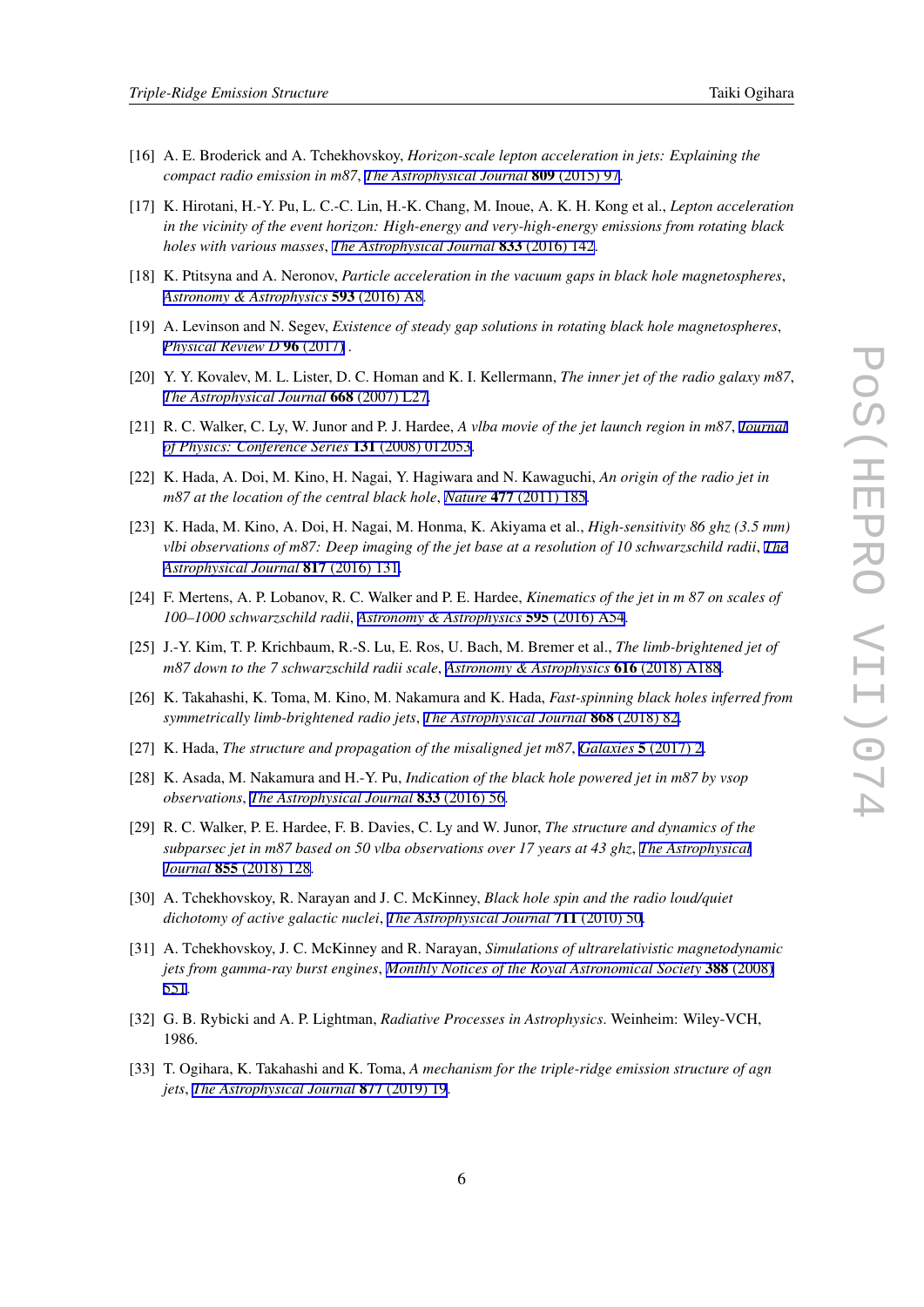[16] A. E. Broderick and A. Tchekhovskoy, *Horizon-scale lepton acceleration in jets: Explaining the compact radio emission in m87*, *The Astrophysical Journal* **809** (2015) 97.

[17] K. Hirotani, H.-Y. Pu, L. C.-C. Lin, H.-K. Chang, M. Inoue, A. K. H. Kong et al., *Lepton acceleration in the vicinity of the event horizon: High-energy and very-high-energy emissions from rotating black holes with various masses*, *The Astrophysical Journal* **833** (2016) 142.

[18] K. Ptitsyna and A. Neronov, *Particle acceleration in the vacuum gaps in black hole magnetospheres*, *Astronomy & Astrophysics* **593** (2016) A8.

[19] A. Levinson and N. Segev, *Existence of steady gap solutions in rotating black hole magnetospheres*, *Physical Review D* **96** (2017) .

[20] Y. Y. Kovalev, M. L. Lister, D. C. Homan and K. I. Kellermann, *The inner jet of the radio galaxy m87*, *The Astrophysical Journal* **668** (2007) L27.

[21] R. C. Walker, C. Ly, W. Junor and P. J. Hardee, *A vlba movie of the jet launch region in m87*, *Journal of Physics: Conference Series* **131** (2008) 012053.

[22] K. Hada, A. Doi, M. Kino, H. Nagai, Y. Hagiwara and N. Kawaguchi, *An origin of the radio jet in m87 at the location of the central black hole*, *Nature* **477** (2011) 185.

[23] K. Hada, M. Kino, A. Doi, H. Nagai, M. Honma, K. Akiyama et al., *High-sensitivity 86 ghz (3.5 mm) vlbi observations of m87: Deep imaging of the jet base at a resolution of 10 schwarzschild radii*, *The Astrophysical Journal* **817** (2016) 131.

[24] F. Mertens, A. P. Lobanov, R. C. Walker and P. E. Hardee, *Kinematics of the jet in m 87 on scales of 100–1000 schwarzschild radii*, *Astronomy & Astrophysics* **595** (2016) A54.

[25] J.-Y. Kim, T. P. Krichbaum, R.-S. Lu, E. Ros, U. Bach, M. Bremer et al., *The limb-brightened jet of m87 down to the 7 schwarzschild radii scale*, *Astronomy & Astrophysics* **616** (2018) A188.

[26] K. Takahashi, K. Toma, M. Kino, M. Nakamura and K. Hada, *Fast-spinning black holes inferred from symmetrically limb-brightened radio jets*, *The Astrophysical Journal* **868** (2018) 82.

[27] K. Hada, *The structure and propagation of the misaligned jet m87*, *Galaxies* **5** (2017) 2.

[28] K. Asada, M. Nakamura and H.-Y. Pu, *Indication of the black hole powered jet in m87 by vsop observations*, *The Astrophysical Journal* **833** (2016) 56.

[29] R. C. Walker, P. E. Hardee, F. B. Davies, C. Ly and W. Junor, *The structure and dynamics of the subparsec jet in m87 based on 50 vlba observations over 17 years at 43 ghz*, *The Astrophysical Journal* **855** (2018) 128.

[30] A. Tchekhovskoy, R. Narayan and J. C. McKinney, *Black hole spin and the radio loud/quiet dichotomy of active galactic nuclei*, *The Astrophysical Journal* **711** (2010) 50.

[31] A. Tchekhovskoy, J. C. McKinney and R. Narayan, *Simulations of ultrarelativistic magnetodynamic jets from gamma-ray burst engines*, *Monthly Notices of the Royal Astronomical Society* **388** (2008) 551.

[32] G. B. Rybicki and A. P. Lightman, *Radiative Processes in Astrophysics*. Weinheim: Wiley-VCH, 1986.

[33] T. Ogihara, K. Takahashi and K. Toma, *A mechanism for the triple-ridge emission structure of agn jets*, *The Astrophysical Journal* **877** (2019) 19.